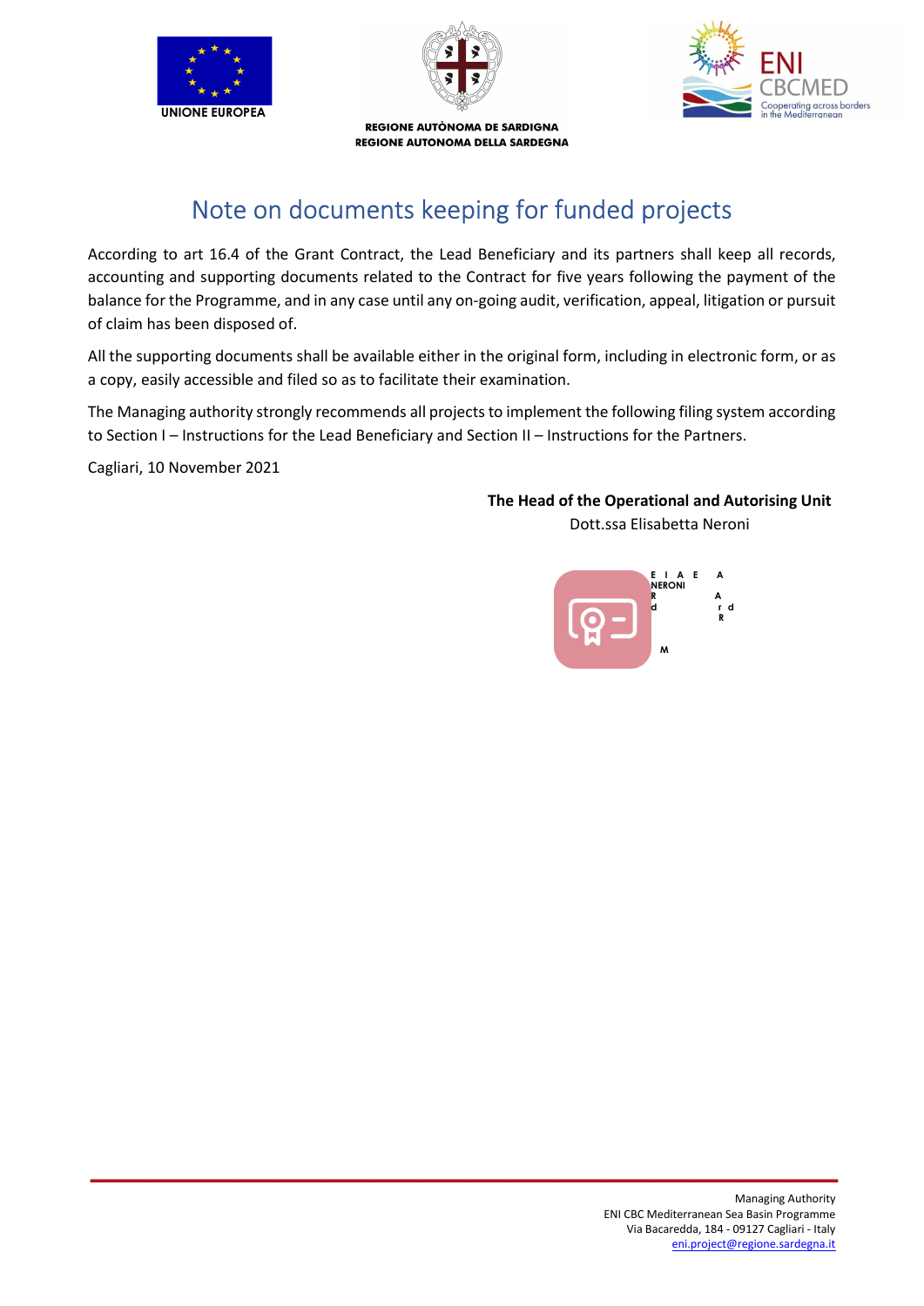UNIONE EUROPEA

REGIONE AUTÒNOMA DE SARDIGNA
REGIONE AUTONOMA DELLA SARDEGNA

ENI CBCMED
Cooperating across borders in the Mediterranean

# Note on documents keeping for funded projects

According to art 16.4 of the Grant Contract, the Lead Beneficiary and its partners shall keep all records, accounting and supporting documents related to the Contract for five years following the payment of the balance for the Programme, and in any case until any on-going audit, verification, appeal, litigation or pursuit of claim has been disposed of.

All the supporting documents shall be available either in the original form, including in electronic form, or as a copy, easily accessible and filed so as to facilitate their examination.

The Managing authority strongly recommends all projects to implement the following filing system according to Section I – Instructions for the Lead Beneficiary and Section II – Instructions for the Partners.

Cagliari, 10 November 2021

**The Head of the Operational and Autorising Unit**
Dott.ssa Elisabetta Neroni

Managing Authority
ENI CBC Mediterranean Sea Basin Programme
Via Bacaredda, 184 - 09127 Cagliari - Italy
eni.project@regione.sardegna.it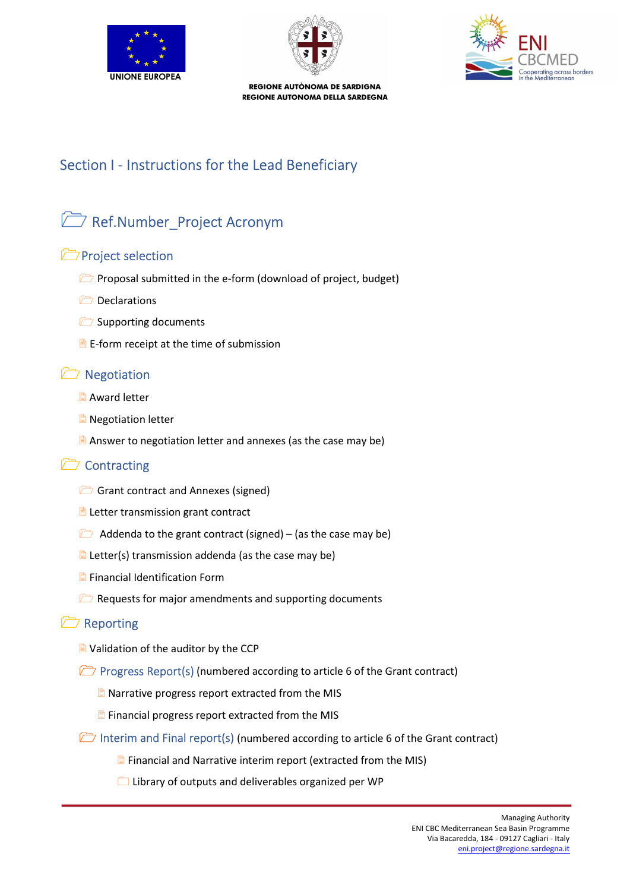## Section I - Instructions for the Lead Beneficiary

### Ref.Number_Project Acronym

#### Project selection

- Proposal submitted in the e-form (download of project, budget)
- Declarations
- Supporting documents
- E-form receipt at the time of submission

#### Negotiation

- Award letter
- Negotiation letter
- Answer to negotiation letter and annexes (as the case may be)

#### Contracting

- Grant contract and Annexes (signed)
- Letter transmission grant contract
- Addenda to the grant contract (signed) – (as the case may be)
- Letter(s) transmission addenda (as the case may be)
- Financial Identification Form
- Requests for major amendments and supporting documents

#### Reporting

- Validation of the auditor by the CCP
- Progress Report(s) (numbered according to article 6 of the Grant contract)
  - Narrative progress report extracted from the MIS
  - Financial progress report extracted from the MIS
- Interim and Final report(s) (numbered according to article 6 of the Grant contract)
  - Financial and Narrative interim report (extracted from the MIS)
  - Library of outputs and deliverables organized per WP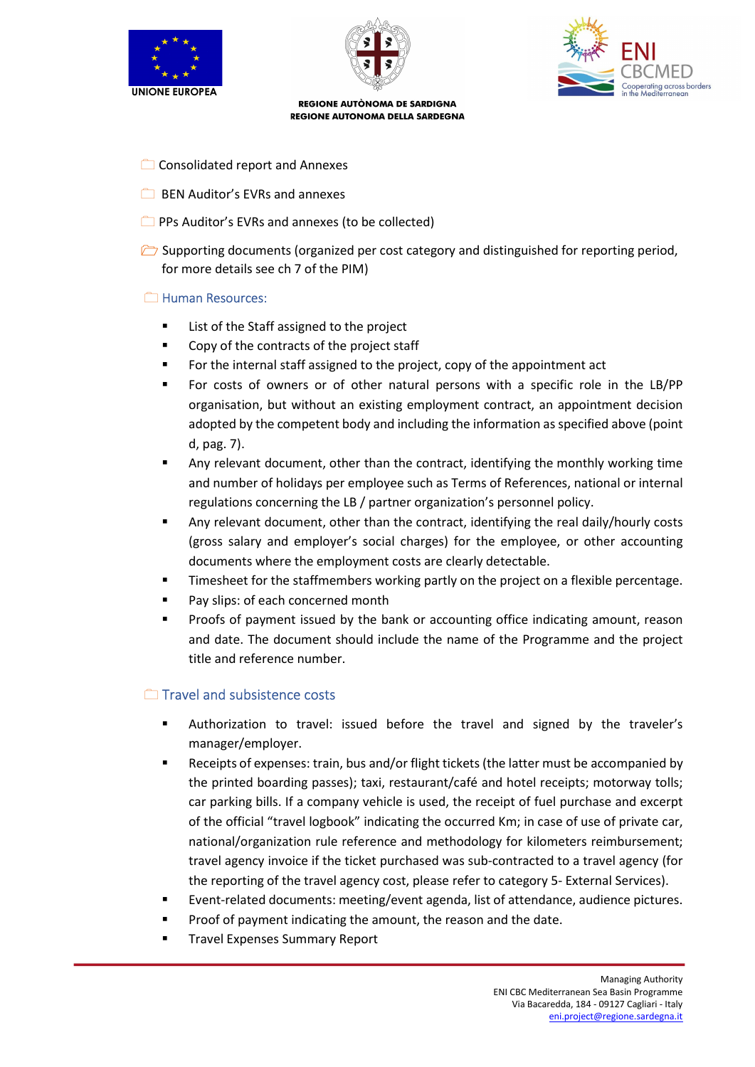- Consolidated report and Annexes
- BEN Auditor's EVRs and annexes
- PPs Auditor's EVRs and annexes (to be collected)
- Supporting documents (organized per cost category and distinguished for reporting period, for more details see ch 7 of the PIM)

### Human Resources:

- List of the Staff assigned to the project
- Copy of the contracts of the project staff
- For the internal staff assigned to the project, copy of the appointment act
- For costs of owners or of other natural persons with a specific role in the LB/PP organisation, but without an existing employment contract, an appointment decision adopted by the competent body and including the information as specified above (point d, pag. 7).
- Any relevant document, other than the contract, identifying the monthly working time and number of holidays per employee such as Terms of References, national or internal regulations concerning the LB / partner organization's personnel policy.
- Any relevant document, other than the contract, identifying the real daily/hourly costs (gross salary and employer's social charges) for the employee, or other accounting documents where the employment costs are clearly detectable.
- Timesheet for the staffmembers working partly on the project on a flexible percentage.
- Pay slips: of each concerned month
- Proofs of payment issued by the bank or accounting office indicating amount, reason and date. The document should include the name of the Programme and the project title and reference number.

### Travel and subsistence costs

- Authorization to travel: issued before the travel and signed by the traveler's manager/employer.
- Receipts of expenses: train, bus and/or flight tickets (the latter must be accompanied by the printed boarding passes); taxi, restaurant/café and hotel receipts; motorway tolls; car parking bills. If a company vehicle is used, the receipt of fuel purchase and excerpt of the official "travel logbook" indicating the occurred Km; in case of use of private car, national/organization rule reference and methodology for kilometers reimbursement; travel agency invoice if the ticket purchased was sub-contracted to a travel agency (for the reporting of the travel agency cost, please refer to category 5- External Services).
- Event-related documents: meeting/event agenda, list of attendance, audience pictures.
- Proof of payment indicating the amount, the reason and the date.
- Travel Expenses Summary Report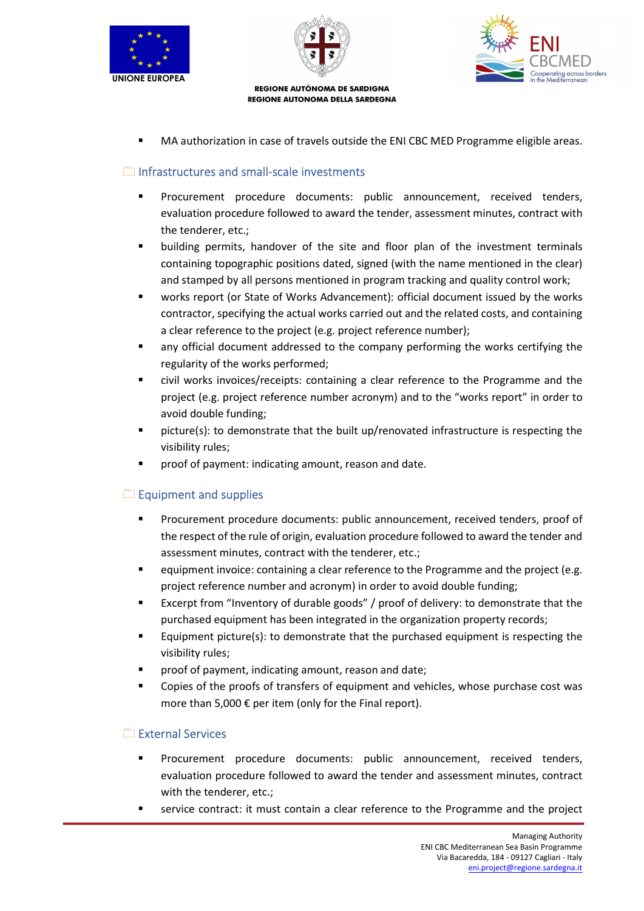- MA authorization in case of travels outside the ENI CBC MED Programme eligible areas.

### Infrastructures and small-scale investments

- Procurement procedure documents: public announcement, received tenders, evaluation procedure followed to award the tender, assessment minutes, contract with the tenderer, etc.;
- building permits, handover of the site and floor plan of the investment terminals containing topographic positions dated, signed (with the name mentioned in the clear) and stamped by all persons mentioned in program tracking and quality control work;
- works report (or State of Works Advancement): official document issued by the works contractor, specifying the actual works carried out and the related costs, and containing a clear reference to the project (e.g. project reference number);
- any official document addressed to the company performing the works certifying the regularity of the works performed;
- civil works invoices/receipts: containing a clear reference to the Programme and the project (e.g. project reference number acronym) and to the "works report" in order to avoid double funding;
- picture(s): to demonstrate that the built up/renovated infrastructure is respecting the visibility rules;
- proof of payment: indicating amount, reason and date.

### Equipment and supplies

- Procurement procedure documents: public announcement, received tenders, proof of the respect of the rule of origin, evaluation procedure followed to award the tender and assessment minutes, contract with the tenderer, etc.;
- equipment invoice: containing a clear reference to the Programme and the project (e.g. project reference number and acronym) in order to avoid double funding;
- Excerpt from "Inventory of durable goods" / proof of delivery: to demonstrate that the purchased equipment has been integrated in the organization property records;
- Equipment picture(s): to demonstrate that the purchased equipment is respecting the visibility rules;
- proof of payment, indicating amount, reason and date;
- Copies of the proofs of transfers of equipment and vehicles, whose purchase cost was more than 5,000 € per item (only for the Final report).

### External Services

- Procurement procedure documents: public announcement, received tenders, evaluation procedure followed to award the tender and assessment minutes, contract with the tenderer, etc.;
- service contract: it must contain a clear reference to the Programme and the project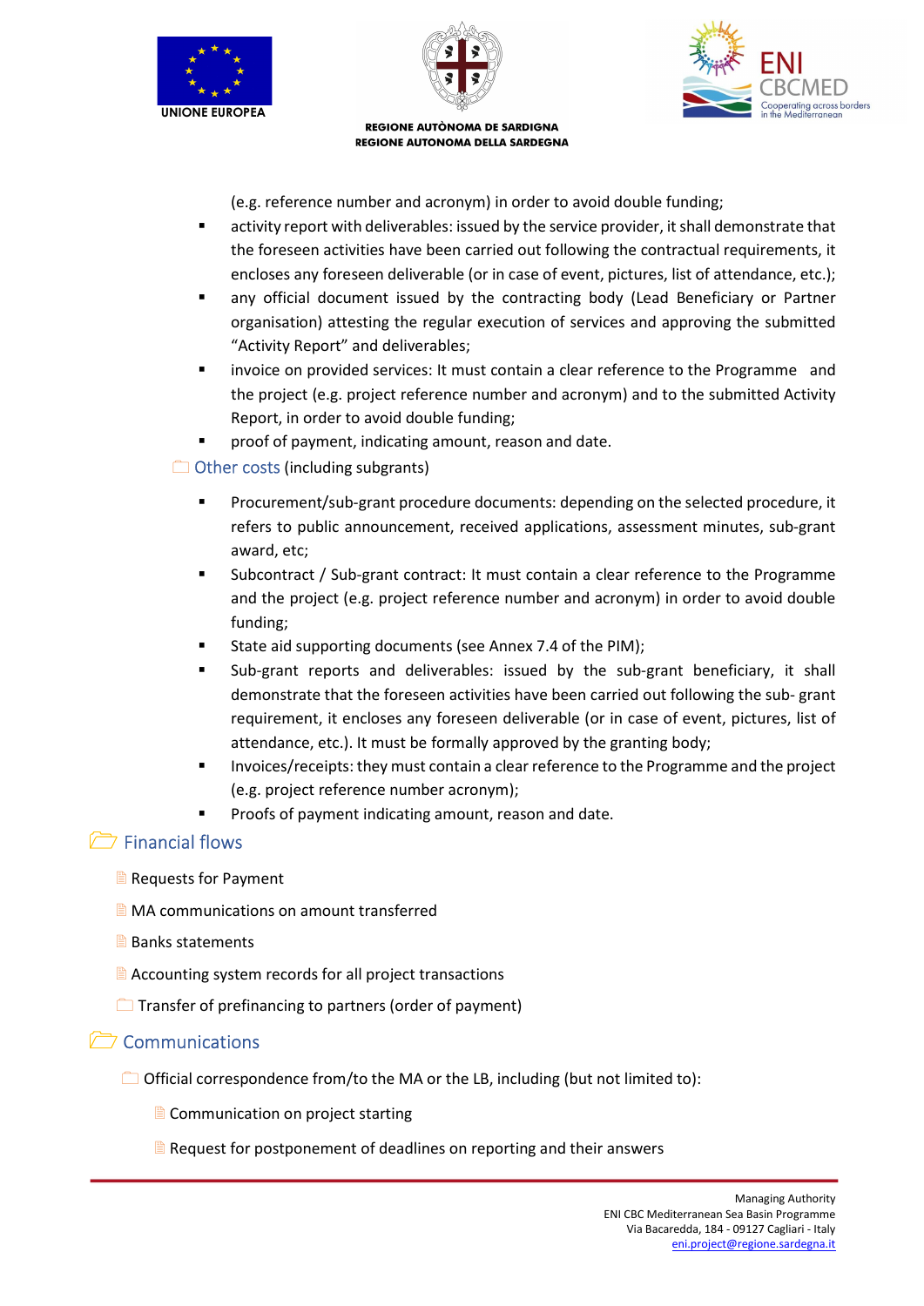(e.g. reference number and acronym) in order to avoid double funding;

- activity report with deliverables: issued by the service provider, it shall demonstrate that the foreseen activities have been carried out following the contractual requirements, it encloses any foreseen deliverable (or in case of event, pictures, list of attendance, etc.);
- any official document issued by the contracting body (Lead Beneficiary or Partner organisation) attesting the regular execution of services and approving the submitted "Activity Report" and deliverables;
- invoice on provided services: It must contain a clear reference to the Programme and the project (e.g. project reference number and acronym) and to the submitted Activity Report, in order to avoid double funding;
- proof of payment, indicating amount, reason and date.

Other costs (including subgrants)

- Procurement/sub-grant procedure documents: depending on the selected procedure, it refers to public announcement, received applications, assessment minutes, sub-grant award, etc;
- Subcontract / Sub-grant contract: It must contain a clear reference to the Programme and the project (e.g. project reference number and acronym) in order to avoid double funding;
- State aid supporting documents (see Annex 7.4 of the PIM);
- Sub-grant reports and deliverables: issued by the sub-grant beneficiary, it shall demonstrate that the foreseen activities have been carried out following the sub- grant requirement, it encloses any foreseen deliverable (or in case of event, pictures, list of attendance, etc.). It must be formally approved by the granting body;
- Invoices/receipts: they must contain a clear reference to the Programme and the project (e.g. project reference number acronym);
- Proofs of payment indicating amount, reason and date.

## Financial flows

- Requests for Payment
- MA communications on amount transferred
- Banks statements
- Accounting system records for all project transactions
- Transfer of prefinancing to partners (order of payment)

## Communications

- Official correspondence from/to the MA or the LB, including (but not limited to):
  - Communication on project starting
  - Request for postponement of deadlines on reporting and their answers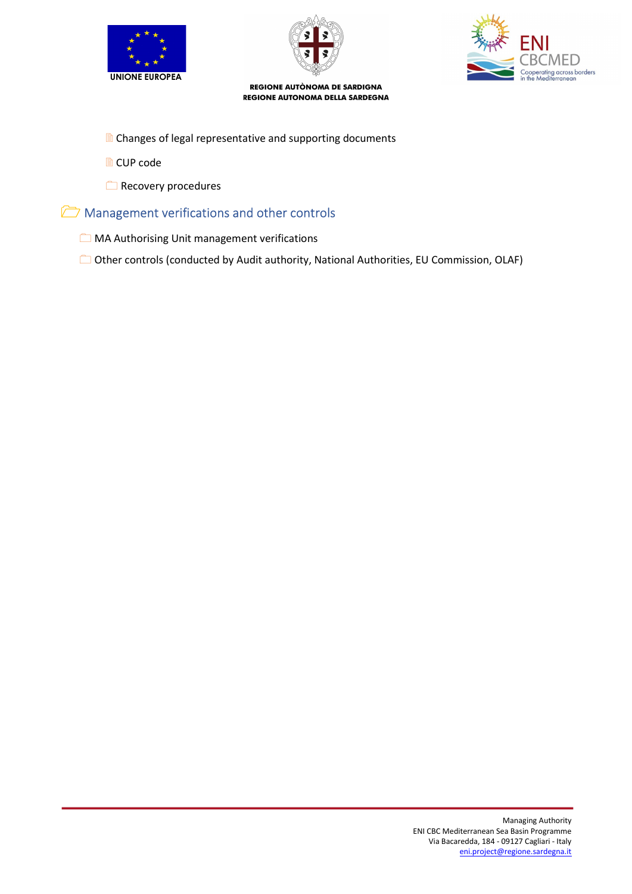- Changes of legal representative and supporting documents
- CUP code
- Recovery procedures

## Management verifications and other controls

- MA Authorising Unit management verifications
- Other controls (conducted by Audit authority, National Authorities, EU Commission, OLAF)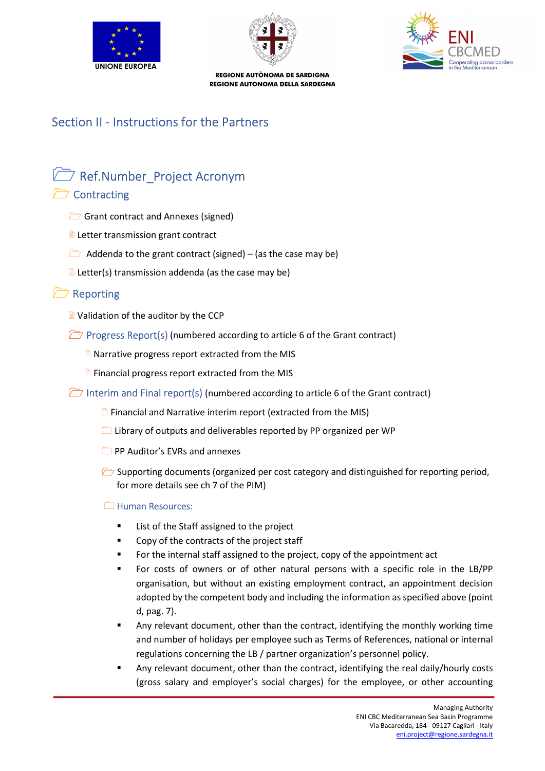## Section II - Instructions for the Partners

### Ref.Number_Project Acronym

#### Contracting

- Grant contract and Annexes (signed)
- Letter transmission grant contract
- Addenda to the grant contract (signed) – (as the case may be)
- Letter(s) transmission addenda (as the case may be)

#### Reporting

- Validation of the auditor by the CCP
- Progress Report(s) (numbered according to article 6 of the Grant contract)
  - Narrative progress report extracted from the MIS
  - Financial progress report extracted from the MIS
- Interim and Final report(s) (numbered according to article 6 of the Grant contract)
  - Financial and Narrative interim report (extracted from the MIS)
  - Library of outputs and deliverables reported by PP organized per WP
  - PP Auditor's EVRs and annexes
  - Supporting documents (organized per cost category and distinguished for reporting period, for more details see ch 7 of the PIM)
  - Human Resources:
    - List of the Staff assigned to the project
    - Copy of the contracts of the project staff
    - For the internal staff assigned to the project, copy of the appointment act
    - For costs of owners or of other natural persons with a specific role in the LB/PP organisation, but without an existing employment contract, an appointment decision adopted by the competent body and including the information as specified above (point d, pag. 7).
    - Any relevant document, other than the contract, identifying the monthly working time and number of holidays per employee such as Terms of References, national or internal regulations concerning the LB / partner organization's personnel policy.
    - Any relevant document, other than the contract, identifying the real daily/hourly costs (gross salary and employer's social charges) for the employee, or other accounting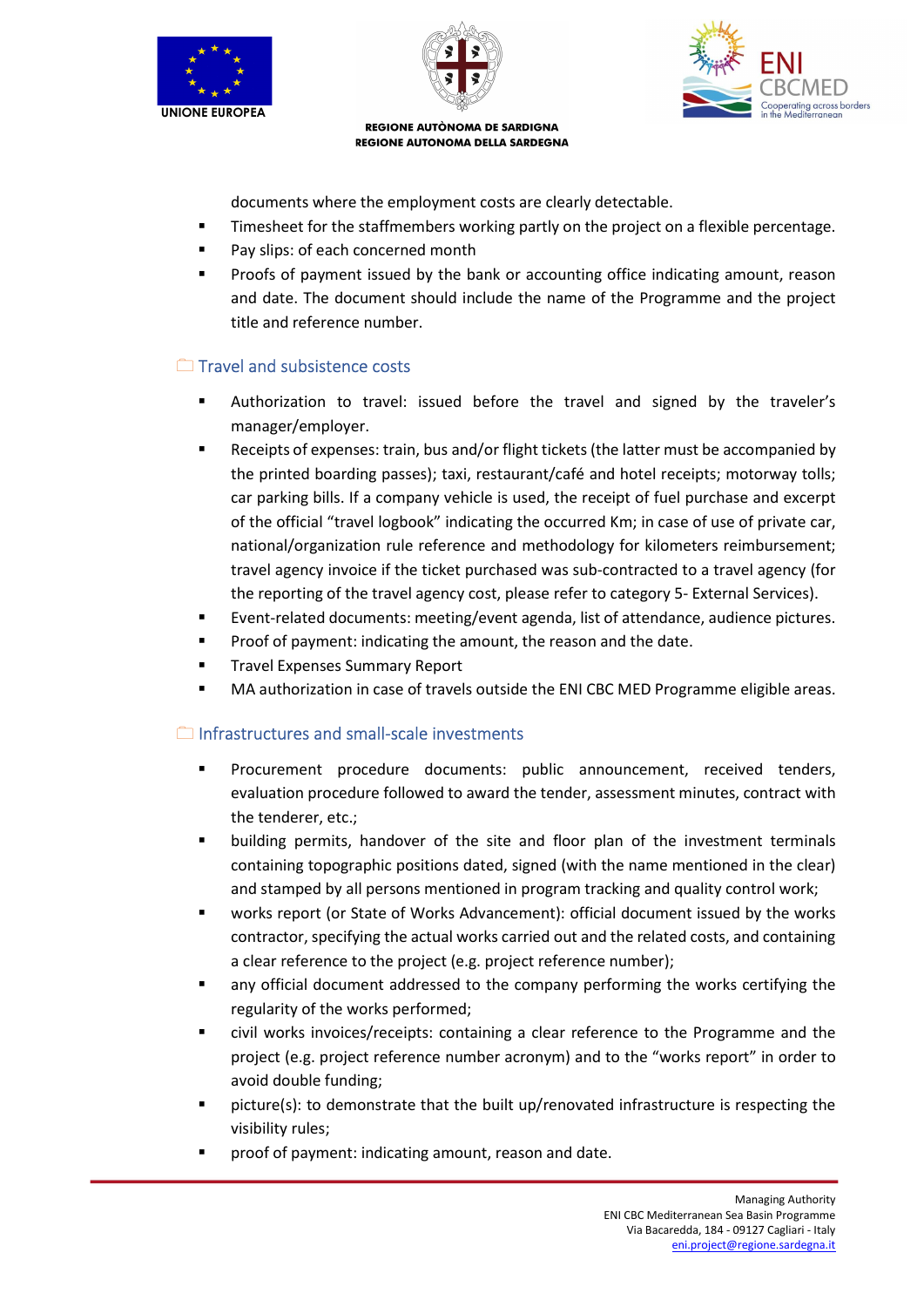documents where the employment costs are clearly detectable.

- Timesheet for the staffmembers working partly on the project on a flexible percentage.
- Pay slips: of each concerned month
- Proofs of payment issued by the bank or accounting office indicating amount, reason and date. The document should include the name of the Programme and the project title and reference number.

## Travel and subsistence costs

- Authorization to travel: issued before the travel and signed by the traveler's manager/employer.
- Receipts of expenses: train, bus and/or flight tickets (the latter must be accompanied by the printed boarding passes); taxi, restaurant/café and hotel receipts; motorway tolls; car parking bills. If a company vehicle is used, the receipt of fuel purchase and excerpt of the official "travel logbook" indicating the occurred Km; in case of use of private car, national/organization rule reference and methodology for kilometers reimbursement; travel agency invoice if the ticket purchased was sub-contracted to a travel agency (for the reporting of the travel agency cost, please refer to category 5- External Services).
- Event-related documents: meeting/event agenda, list of attendance, audience pictures.
- Proof of payment: indicating the amount, the reason and the date.
- Travel Expenses Summary Report
- MA authorization in case of travels outside the ENI CBC MED Programme eligible areas.

## Infrastructures and small-scale investments

- Procurement procedure documents: public announcement, received tenders, evaluation procedure followed to award the tender, assessment minutes, contract with the tenderer, etc.;
- building permits, handover of the site and floor plan of the investment terminals containing topographic positions dated, signed (with the name mentioned in the clear) and stamped by all persons mentioned in program tracking and quality control work;
- works report (or State of Works Advancement): official document issued by the works contractor, specifying the actual works carried out and the related costs, and containing a clear reference to the project (e.g. project reference number);
- any official document addressed to the company performing the works certifying the regularity of the works performed;
- civil works invoices/receipts: containing a clear reference to the Programme and the project (e.g. project reference number acronym) and to the "works report" in order to avoid double funding;
- picture(s): to demonstrate that the built up/renovated infrastructure is respecting the visibility rules;
- proof of payment: indicating amount, reason and date.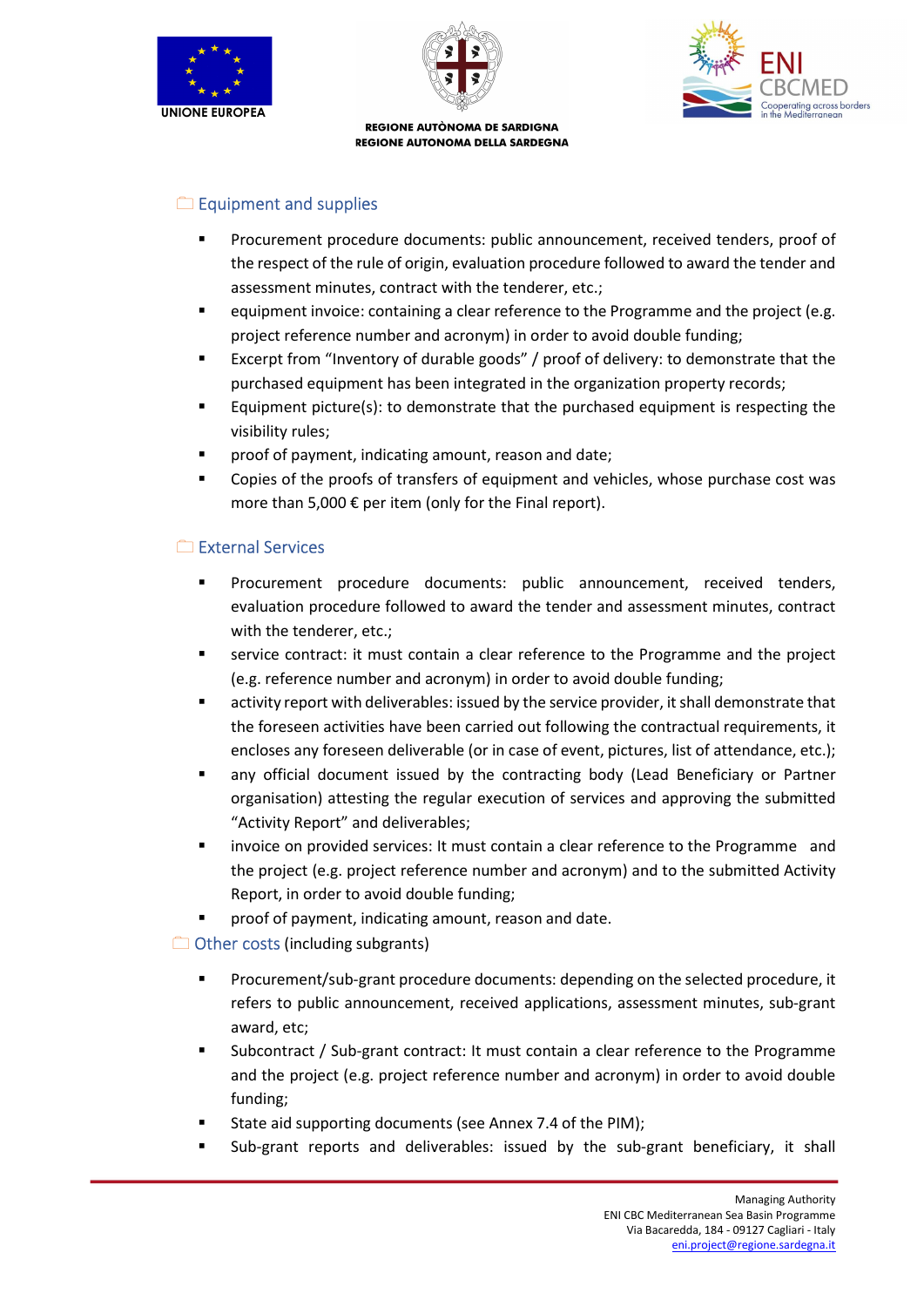### Equipment and supplies

- Procurement procedure documents: public announcement, received tenders, proof of the respect of the rule of origin, evaluation procedure followed to award the tender and assessment minutes, contract with the tenderer, etc.;
- equipment invoice: containing a clear reference to the Programme and the project (e.g. project reference number and acronym) in order to avoid double funding;
- Excerpt from “Inventory of durable goods” / proof of delivery: to demonstrate that the purchased equipment has been integrated in the organization property records;
- Equipment picture(s): to demonstrate that the purchased equipment is respecting the visibility rules;
- proof of payment, indicating amount, reason and date;
- Copies of the proofs of transfers of equipment and vehicles, whose purchase cost was more than 5,000 € per item (only for the Final report).

### External Services

- Procurement procedure documents: public announcement, received tenders, evaluation procedure followed to award the tender and assessment minutes, contract with the tenderer, etc.;
- service contract: it must contain a clear reference to the Programme and the project (e.g. reference number and acronym) in order to avoid double funding;
- activity report with deliverables: issued by the service provider, it shall demonstrate that the foreseen activities have been carried out following the contractual requirements, it encloses any foreseen deliverable (or in case of event, pictures, list of attendance, etc.);
- any official document issued by the contracting body (Lead Beneficiary or Partner organisation) attesting the regular execution of services and approving the submitted “Activity Report” and deliverables;
- invoice on provided services: It must contain a clear reference to the Programme and the project (e.g. project reference number and acronym) and to the submitted Activity Report, in order to avoid double funding;
- proof of payment, indicating amount, reason and date.

### Other costs (including subgrants)

- Procurement/sub-grant procedure documents: depending on the selected procedure, it refers to public announcement, received applications, assessment minutes, sub-grant award, etc;
- Subcontract / Sub-grant contract: It must contain a clear reference to the Programme and the project (e.g. project reference number and acronym) in order to avoid double funding;
- State aid supporting documents (see Annex 7.4 of the PIM);
- Sub-grant reports and deliverables: issued by the sub-grant beneficiary, it shall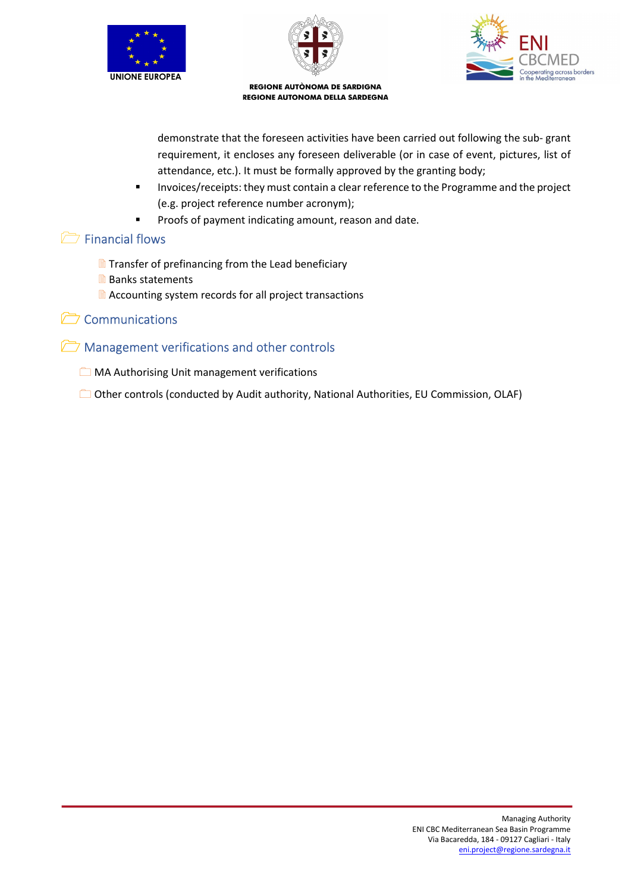demonstrate that the foreseen activities have been carried out following the sub- grant requirement, it encloses any foreseen deliverable (or in case of event, pictures, list of attendance, etc.). It must be formally approved by the granting body;

- Invoices/receipts: they must contain a clear reference to the Programme and the project (e.g. project reference number acronym);
- Proofs of payment indicating amount, reason and date.

## Financial flows

- Transfer of prefinancing from the Lead beneficiary
- Banks statements
- Accounting system records for all project transactions

## Communications

## Management verifications and other controls

- MA Authorising Unit management verifications
- Other controls (conducted by Audit authority, National Authorities, EU Commission, OLAF)